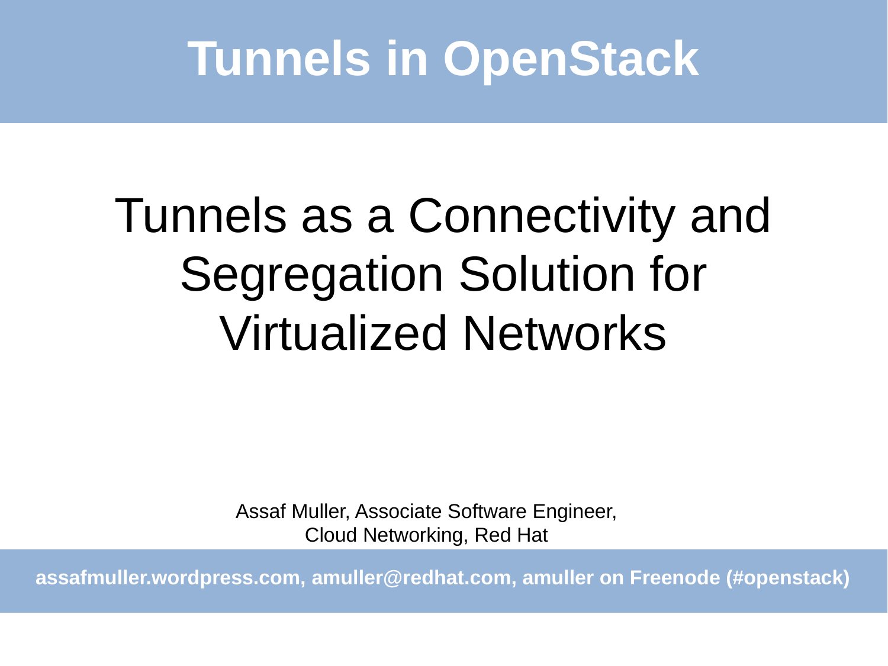# Tunnels in OpenStack

## Tunnels as a Connectivity and Segregation Solution for Virtualized Networks

Assaf Muller, Associate Software Engineer,
Cloud Networking, Red Hat

**assafmuller.wordpress.com, amuller@redhat.com, amuller on Freenode (#openstack)**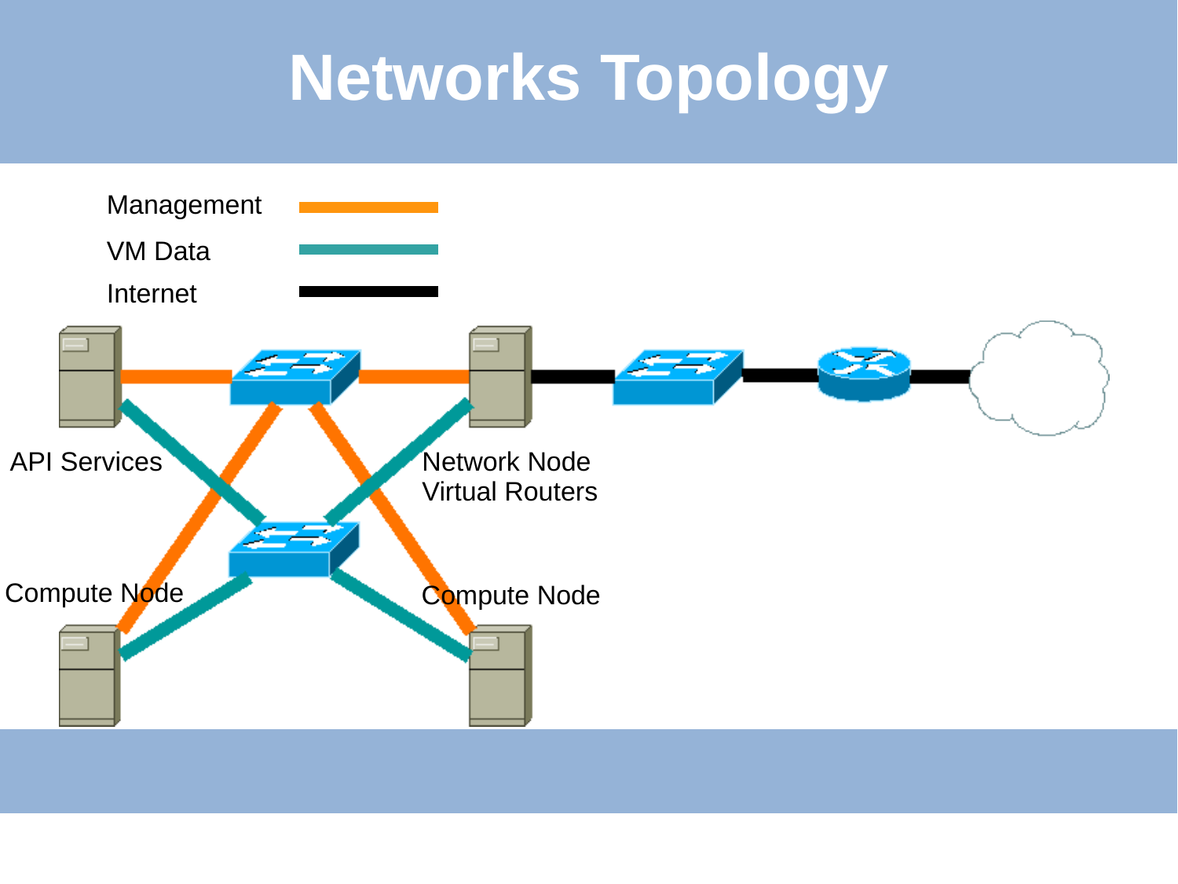# Networks Topology

Management

VM Data

Internet

API Services

Network Node
Virtual Routers

Compute Node

Compute Node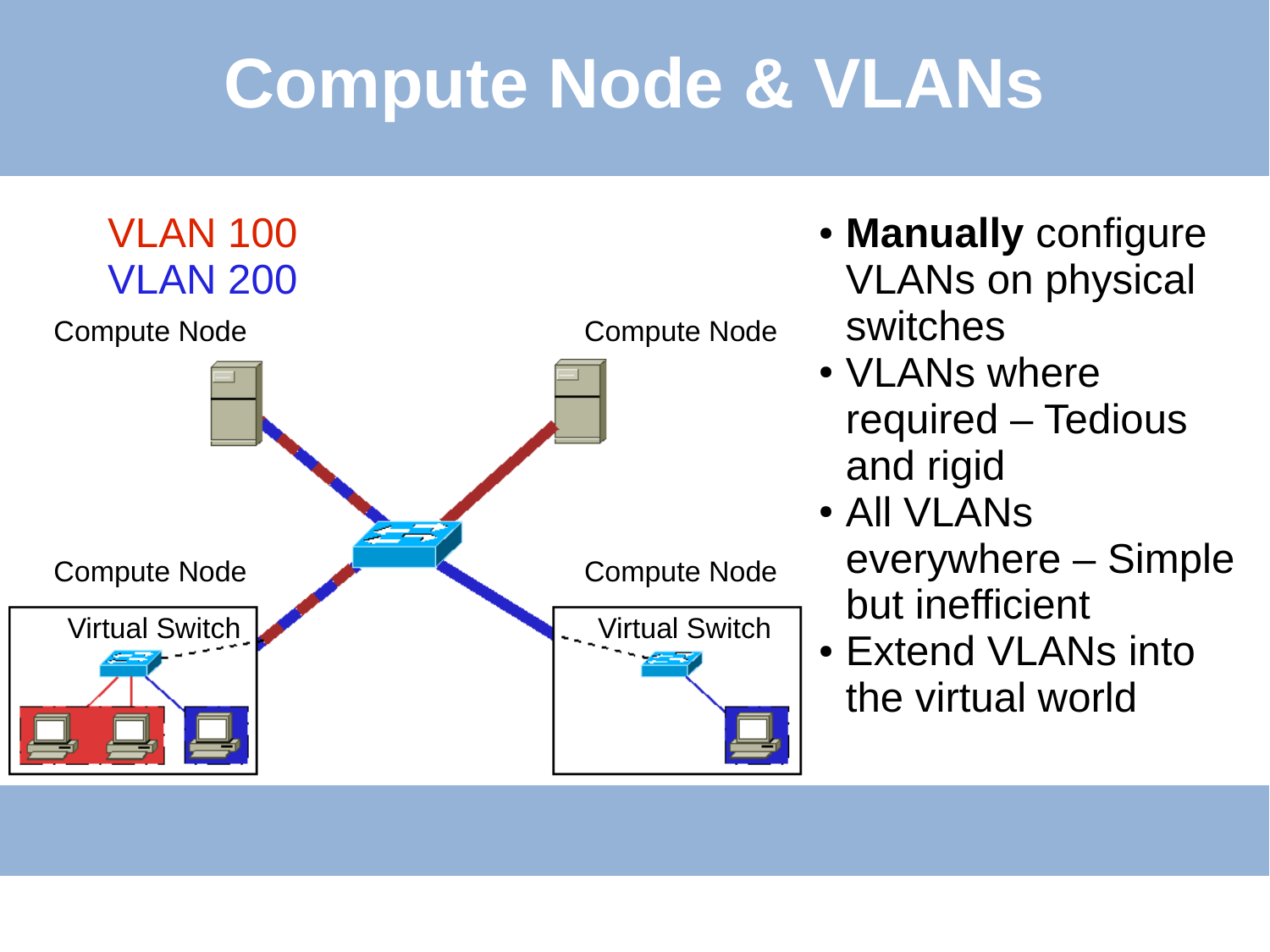# Compute Node & VLANs

VLAN 100
VLAN 200

Compute Node

Compute Node

Compute Node

Virtual Switch

Compute Node

Virtual Switch

- **Manually** configure VLANs on physical switches
- VLANs where required – Tedious and rigid
- All VLANs everywhere – Simple but inefficient
- Extend VLANs into the virtual world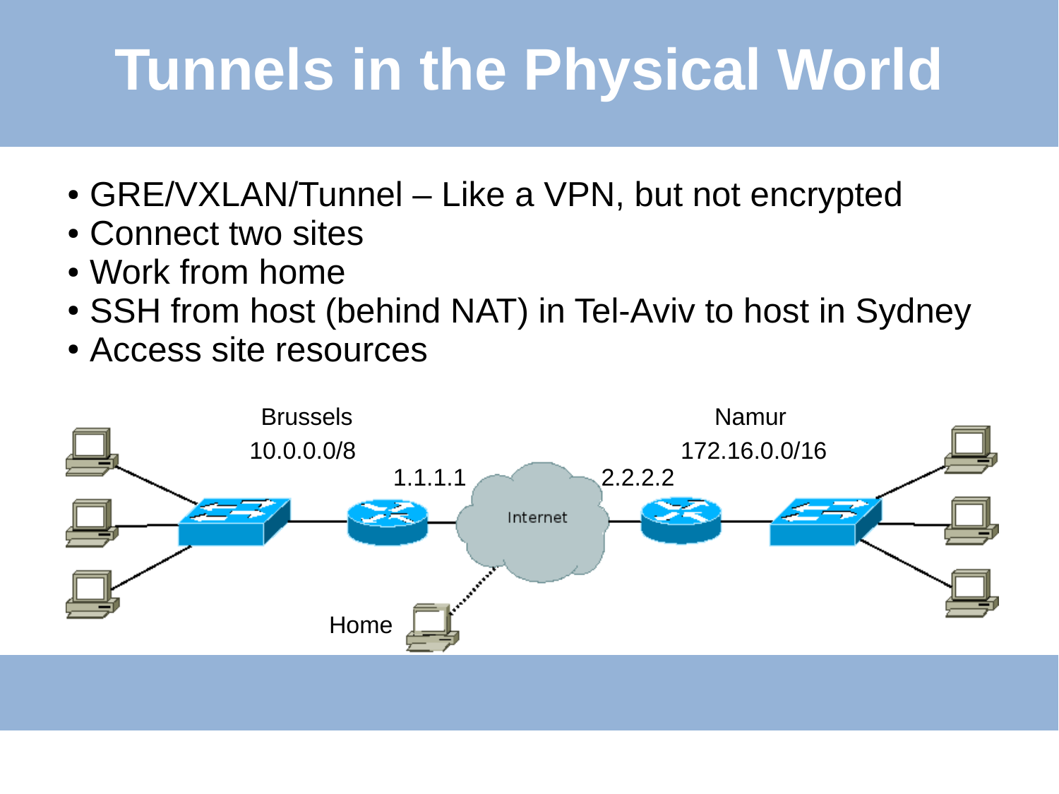# Tunnels in the Physical World

- GRE/VXLAN/Tunnel – Like a VPN, but not encrypted
- Connect two sites
- Work from home
- SSH from host (behind NAT) in Tel-Aviv to host in Sydney
- Access site resources

Brussels
10.0.0.0/8

1.1.1.1

Internet

2.2.2.2

Namur
172.16.0.0/16

Home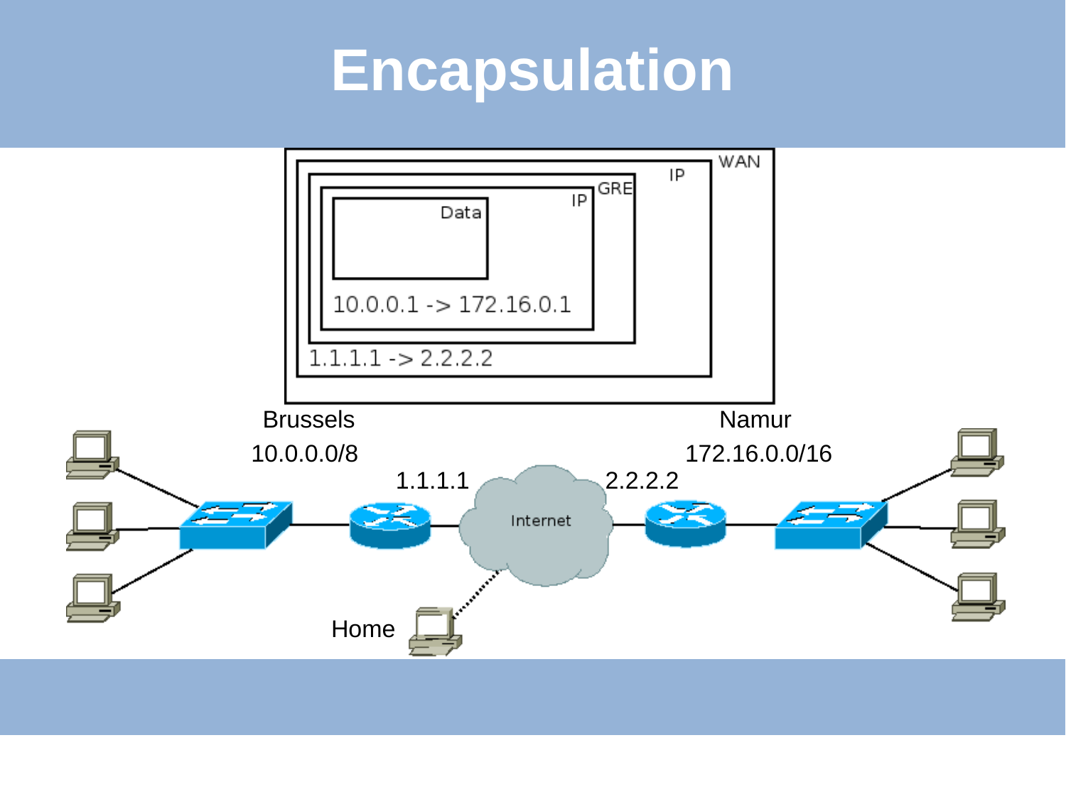# Encapsulation

WAN

IP

GRE

IP

Data

10.0.0.1 -> 172.16.0.1

1.1.1.1 -> 2.2.2.2

Brussels

10.0.0.0/8

1.1.1.1

Internet

2.2.2.2

Namur

172.16.0.0/16

Home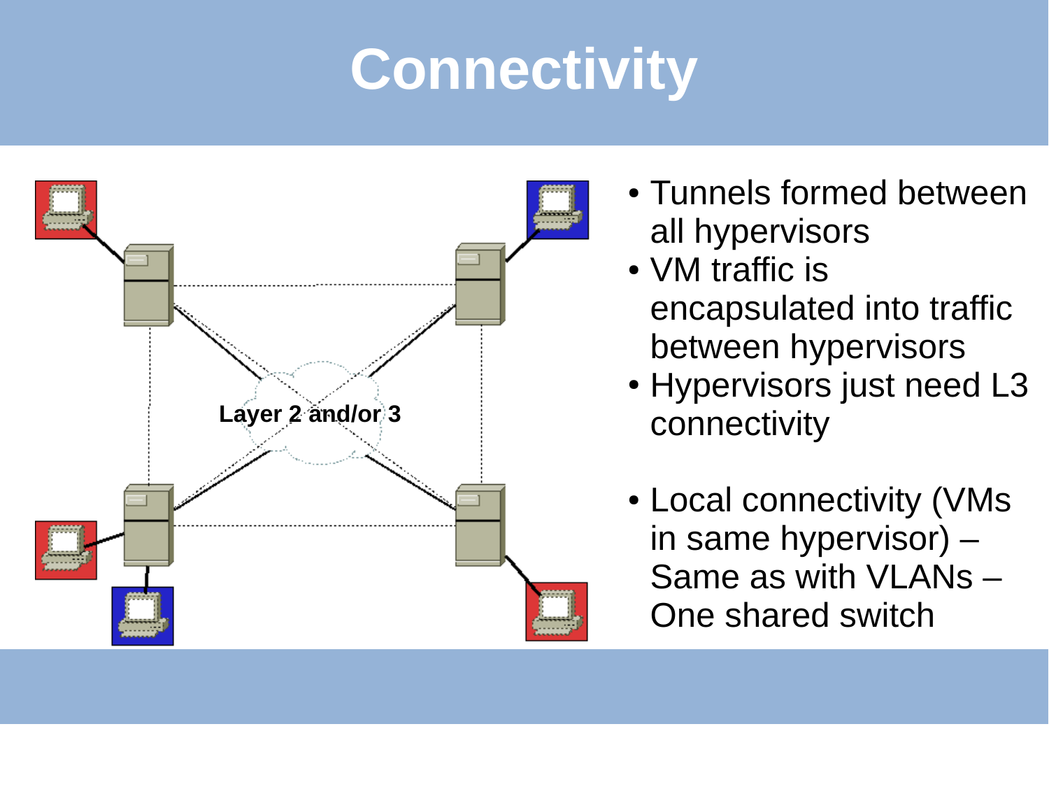# Connectivity

- Tunnels formed between all hypervisors
- VM traffic is encapsulated into traffic between hypervisors
- Hypervisors just need L3 connectivity

- Local connectivity (VMs in same hypervisor) – Same as with VLANs – One shared switch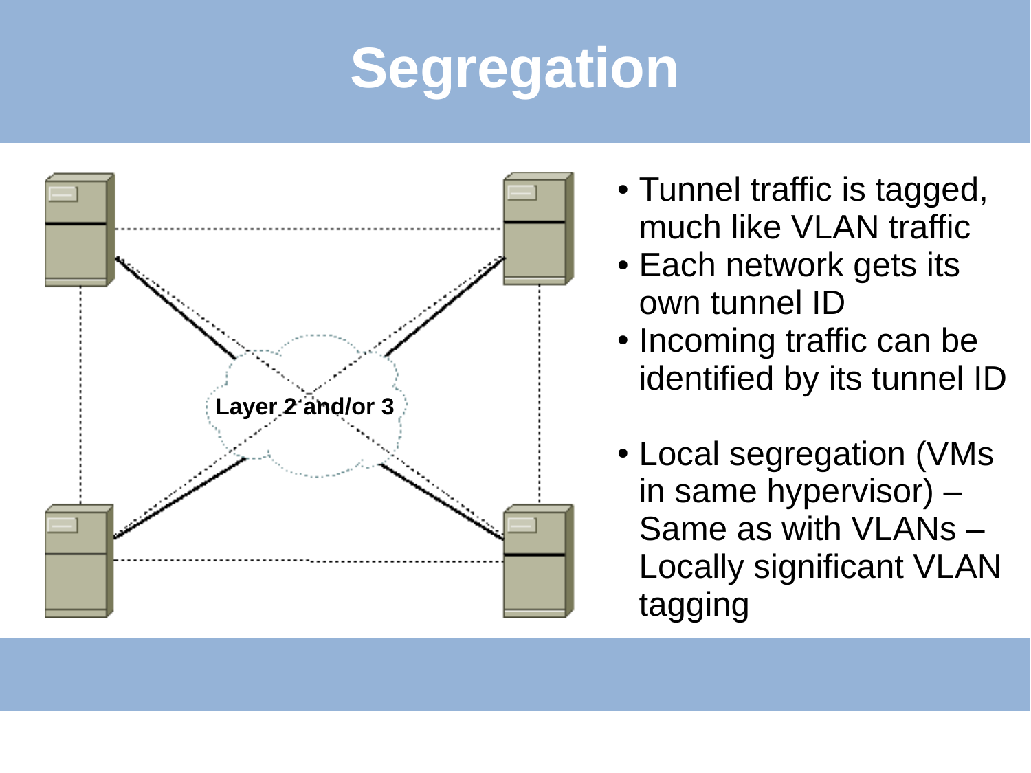# Segregation

Layer 2 and/or 3

- Tunnel traffic is tagged, much like VLAN traffic
- Each network gets its own tunnel ID
- Incoming traffic can be identified by its tunnel ID

- Local segregation (VMs in same hypervisor) – Same as with VLANs – Locally significant VLAN tagging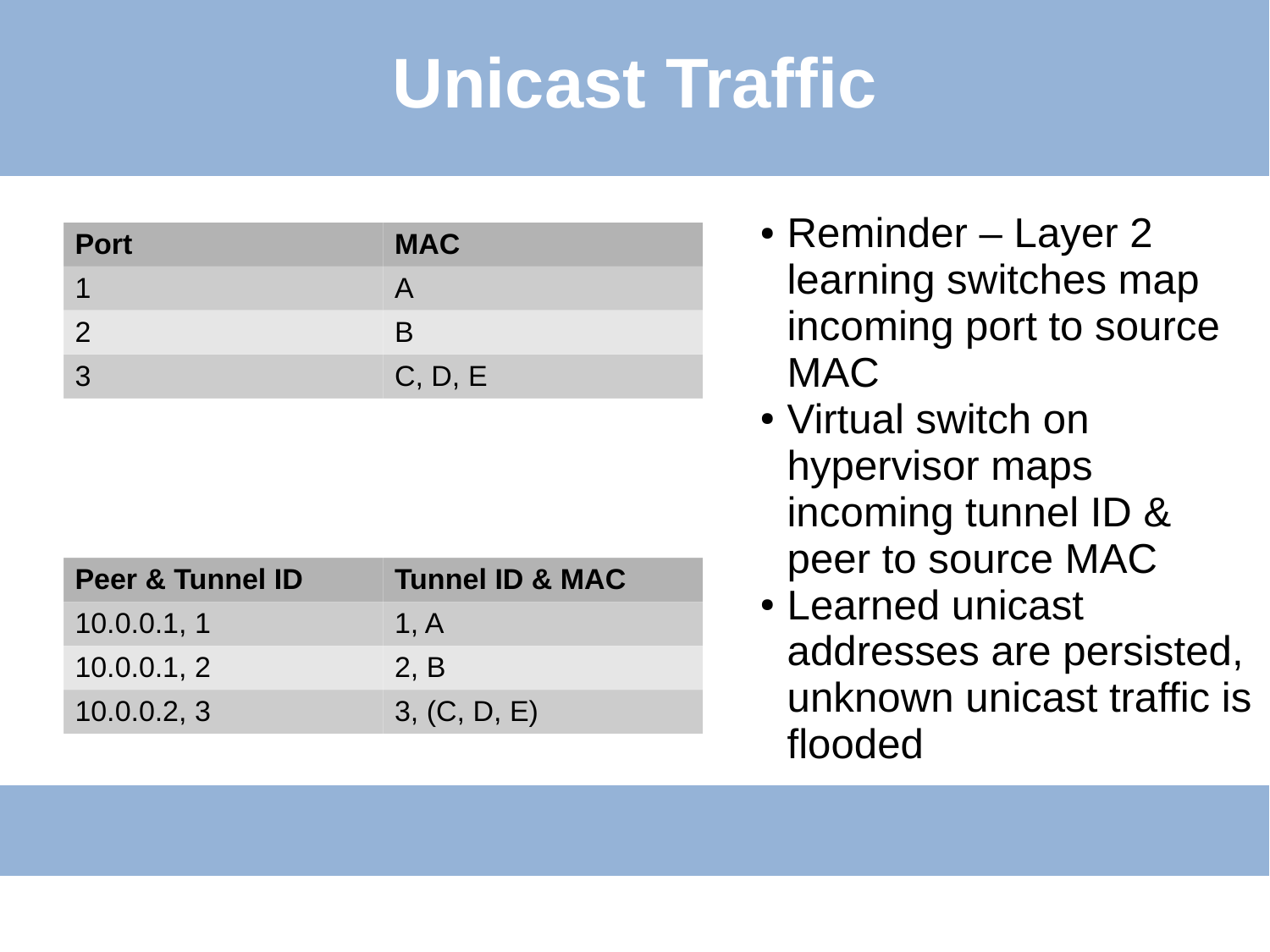# Unicast Traffic

| Port | MAC |
|---|---|
| 1 | A |
| 2 | B |
| 3 | C, D, E |

| Peer & Tunnel ID | Tunnel ID & MAC |
|---|---|
| 10.0.0.1, 1 | 1, A |
| 10.0.0.1, 2 | 2, B |
| 10.0.0.2, 3 | 3, (C, D, E) |

- Reminder – Layer 2 learning switches map incoming port to source MAC
- Virtual switch on hypervisor maps incoming tunnel ID & peer to source MAC
- Learned unicast addresses are persisted, unknown unicast traffic is flooded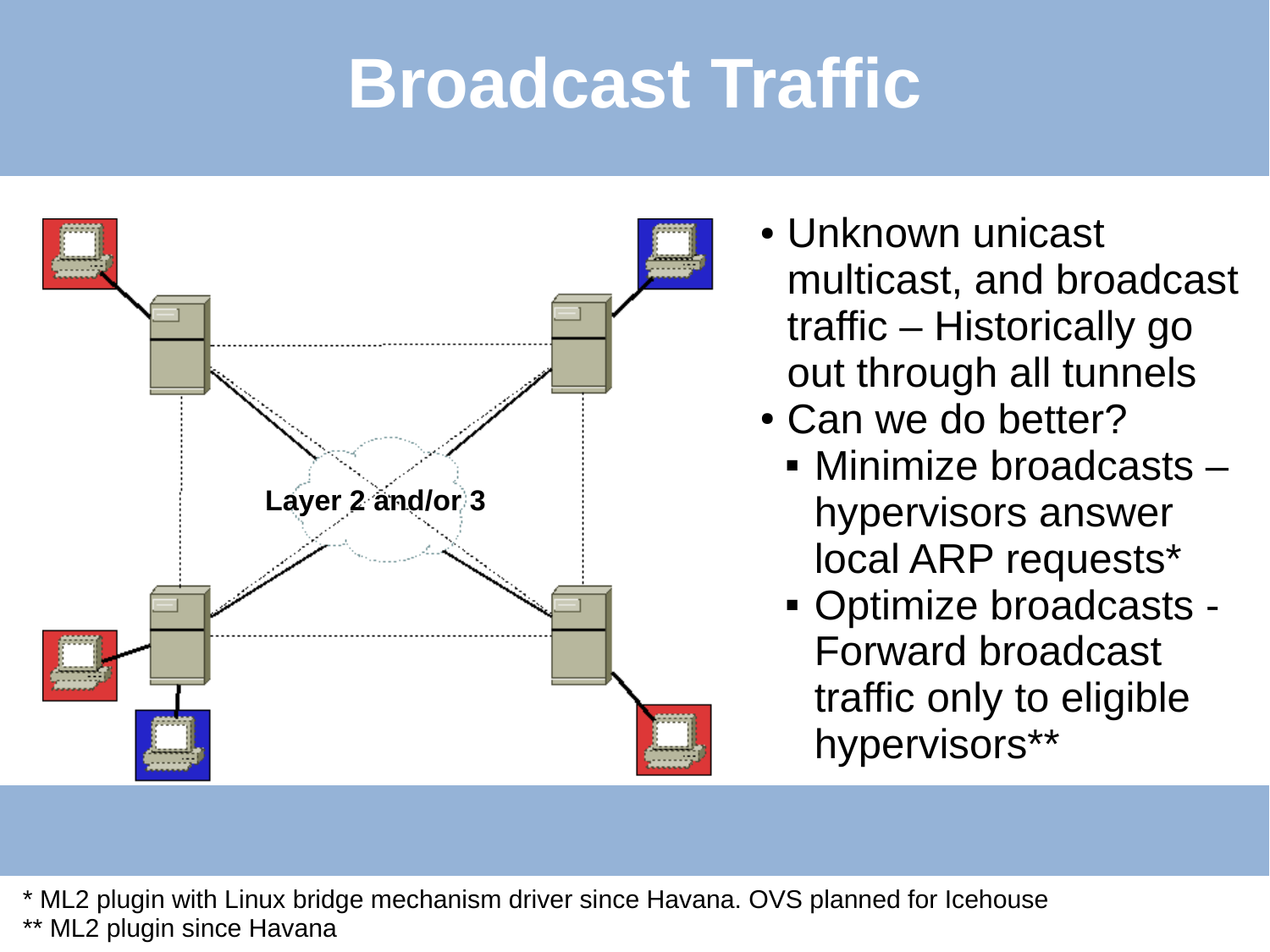# Broadcast Traffic

Layer 2 and/or 3

- Unknown unicast multicast, and broadcast traffic – Historically go out through all tunnels
- Can we do better?
  - Minimize broadcasts – hypervisors answer local ARP requests*
  - Optimize broadcasts - Forward broadcast traffic only to eligible hypervisors**

* ML2 plugin with Linux bridge mechanism driver since Havana. OVS planned for Icehouse
** ML2 plugin since Havana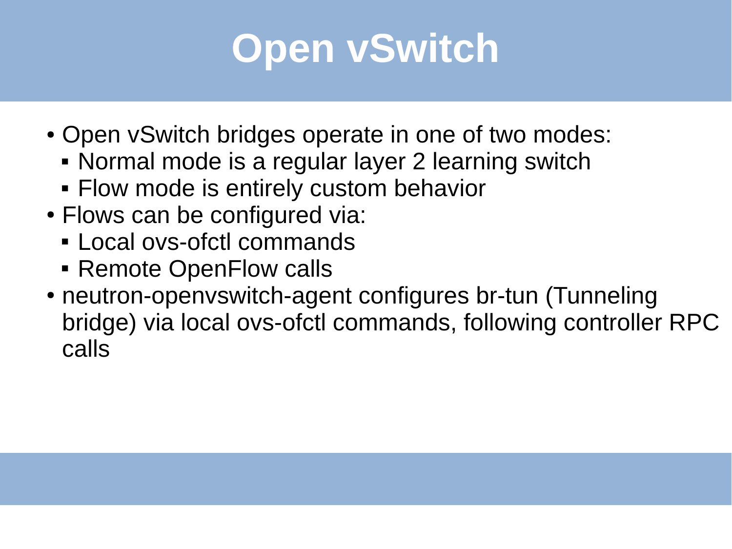# Open vSwitch

- Open vSwitch bridges operate in one of two modes:
  - Normal mode is a regular layer 2 learning switch
  - Flow mode is entirely custom behavior
- Flows can be configured via:
  - Local ovs-ofctl commands
  - Remote OpenFlow calls
- neutron-openvswitch-agent configures br-tun (Tunneling bridge) via local ovs-ofctl commands, following controller RPC calls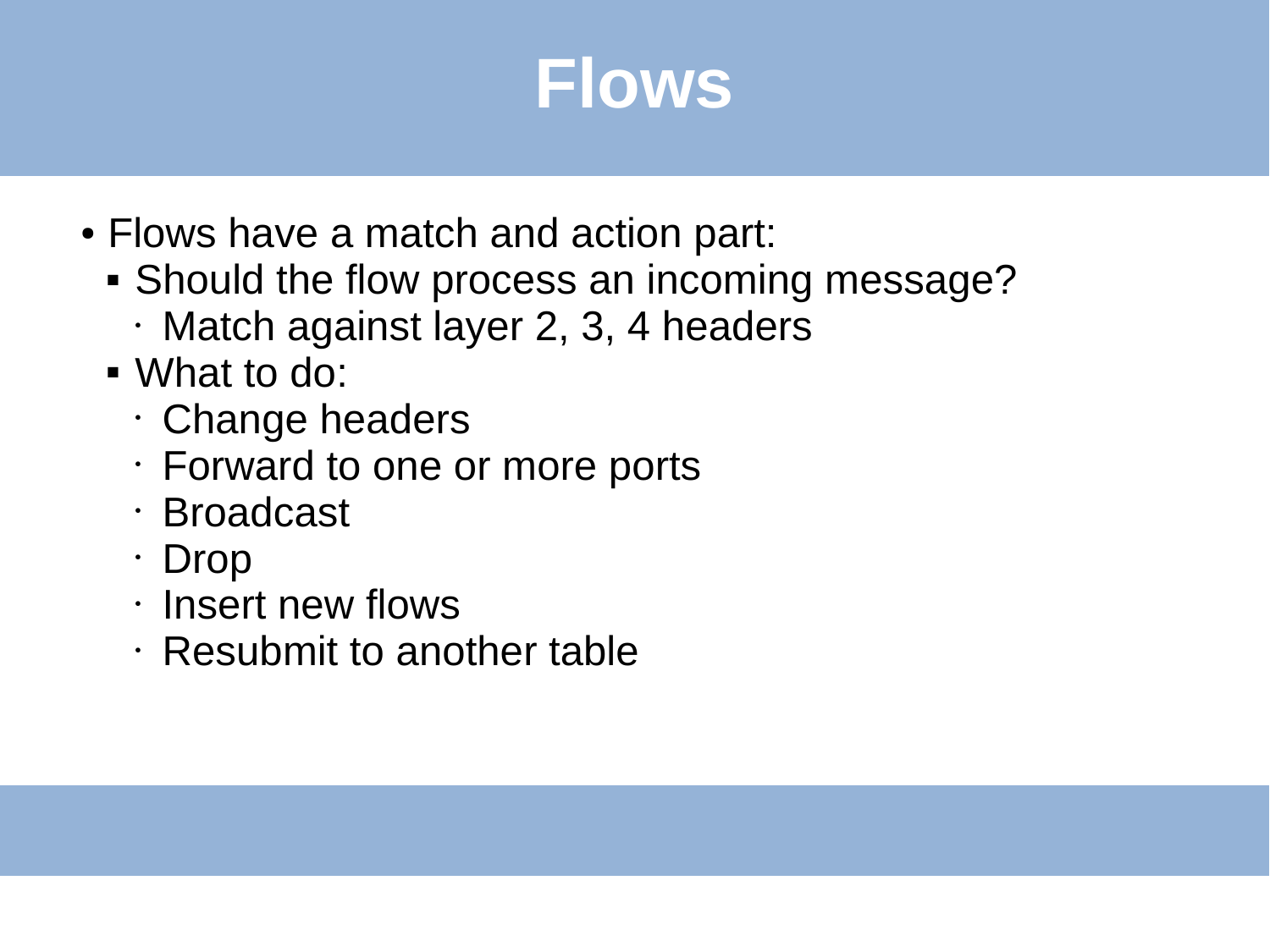# Flows

- Flows have a match and action part:
  - Should the flow process an incoming message?
    - Match against layer 2, 3, 4 headers
  - What to do:
    - Change headers
    - Forward to one or more ports
    - Broadcast
    - Drop
    - Insert new flows
    - Resubmit to another table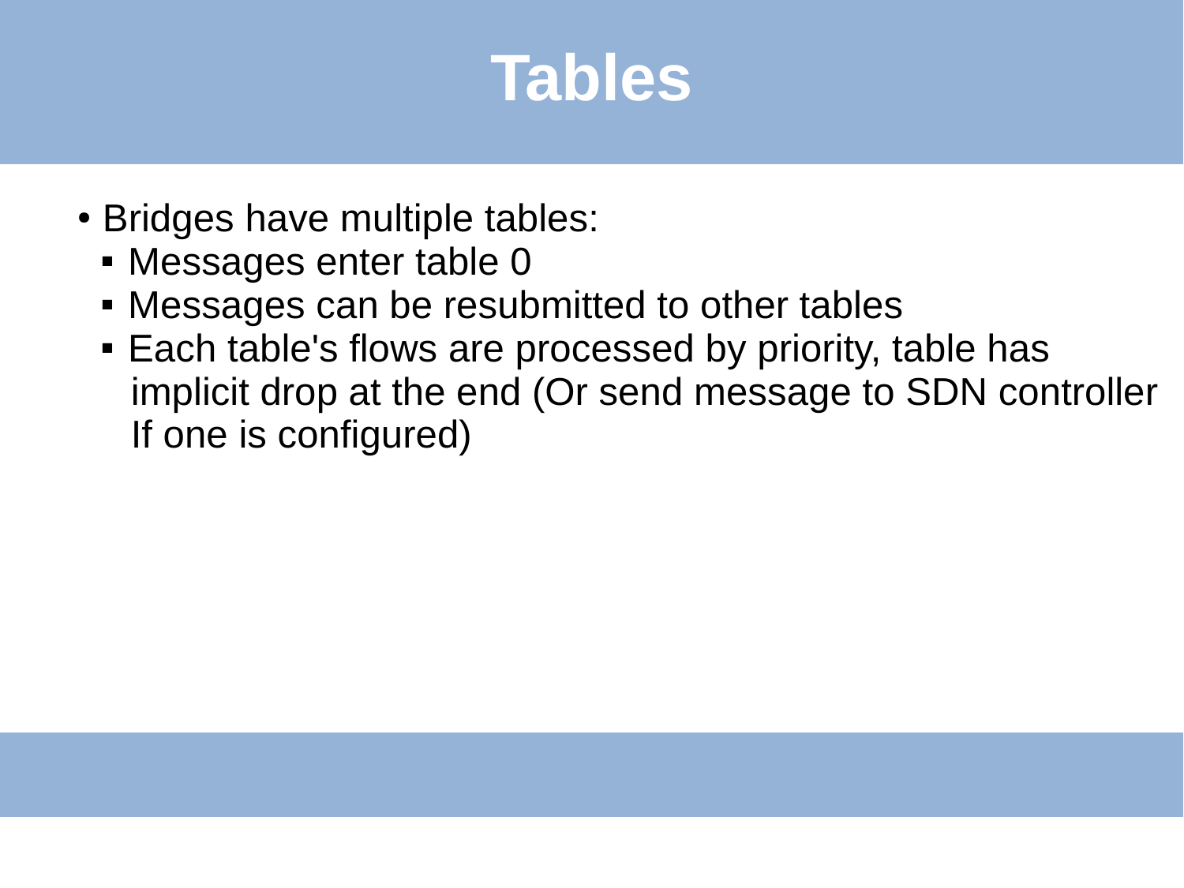# Tables

- Bridges have multiple tables:
  - Messages enter table 0
  - Messages can be resubmitted to other tables
  - Each table's flows are processed by priority, table has implicit drop at the end (Or send message to SDN controller If one is configured)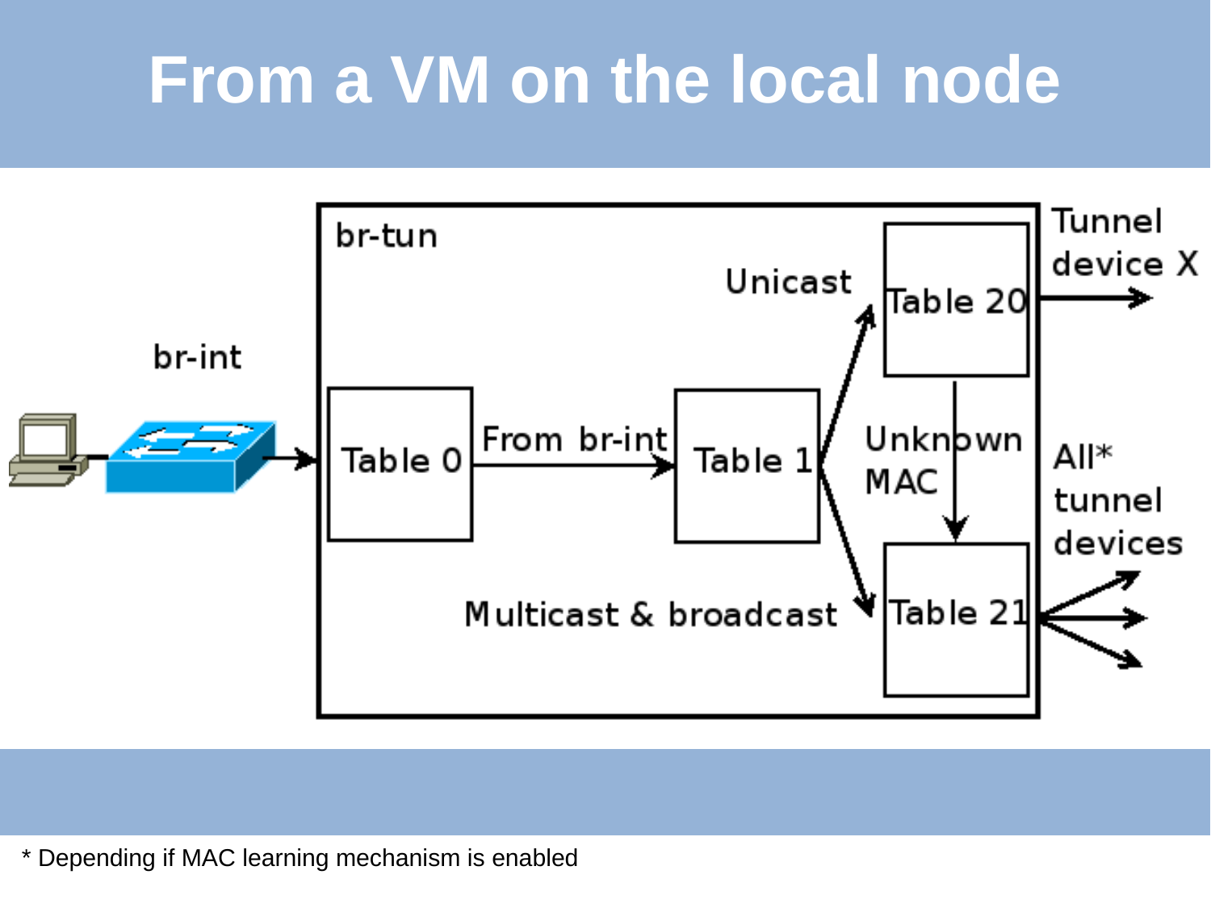# From a VM on the local node

br-tun

br-int

Table 0

From br-int

Table 1

Unicast

Table 20

Tunnel device X

Unknown MAC

Multicast & broadcast

Table 21

All* tunnel devices

* Depending if MAC learning mechanism is enabled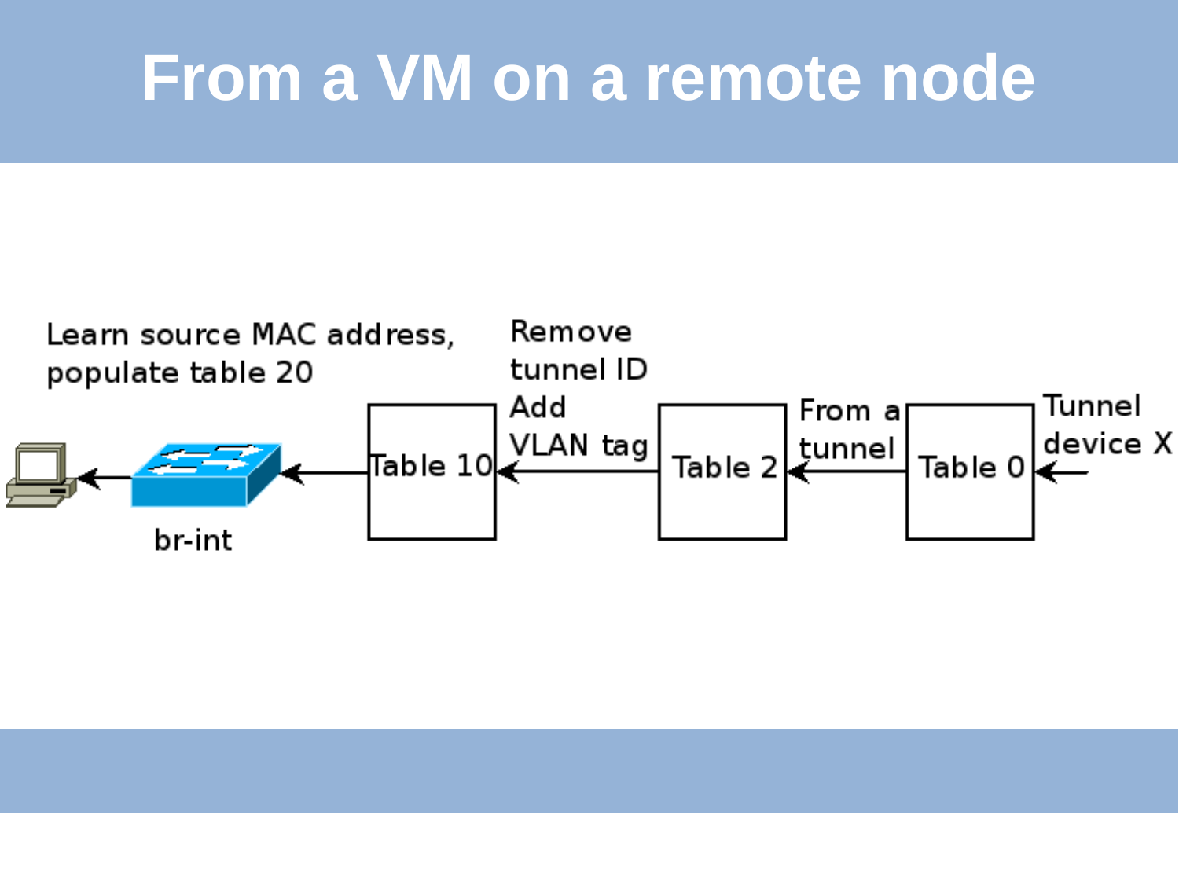# From a VM on a remote node

Learn source MAC address, populate table 20

Remove tunnel ID
Add VLAN tag

From a tunnel

Tunnel device X

Table 10

Table 2

Table 0

br-int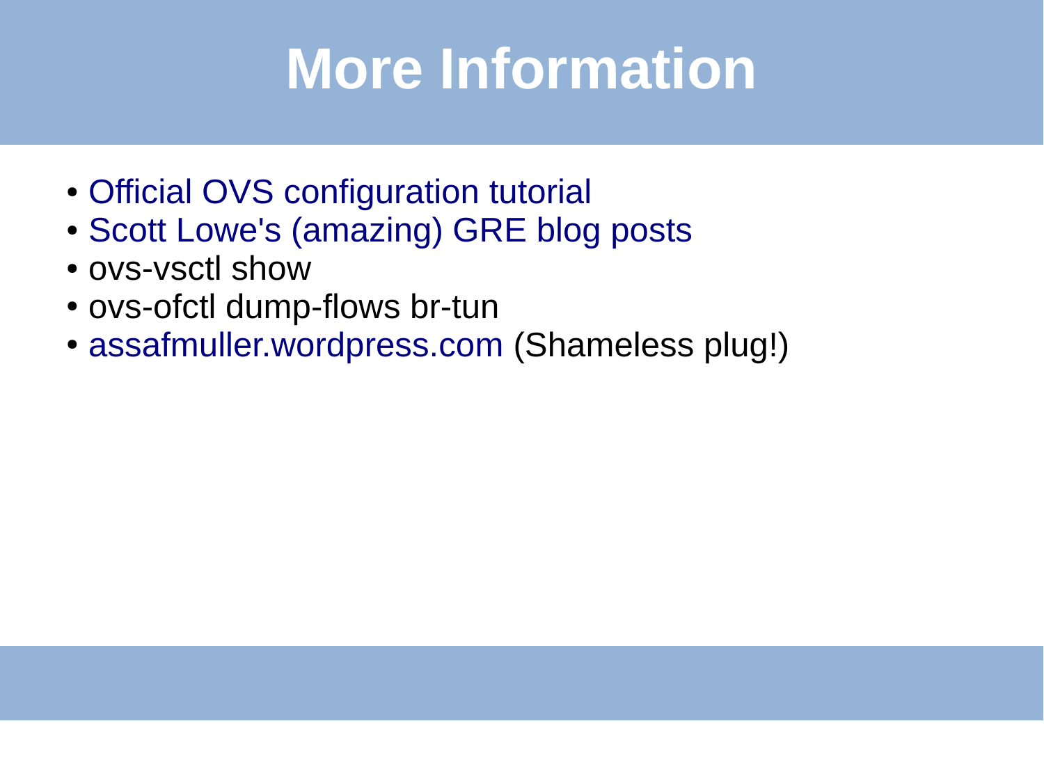# More Information

- Official OVS configuration tutorial
- Scott Lowe's (amazing) GRE blog posts
- ovs-vsctl show
- ovs-ofctl dump-flows br-tun
- assafmuller.wordpress.com (Shameless plug!)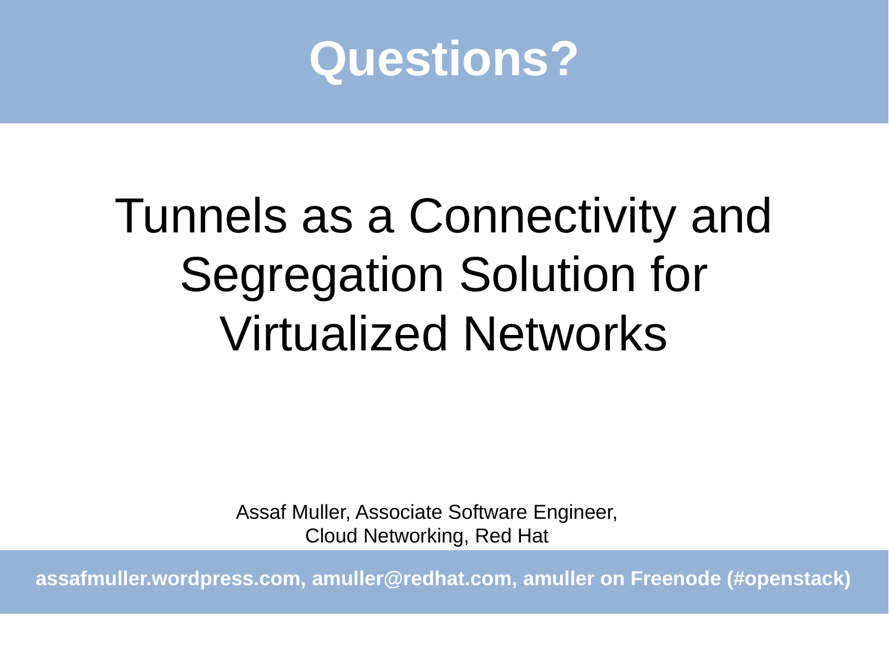# Questions?

Tunnels as a Connectivity and Segregation Solution for Virtualized Networks

Assaf Muller, Associate Software Engineer,
Cloud Networking, Red Hat

**assafmuller.wordpress.com, amuller@redhat.com, amuller on Freenode (#openstack)**